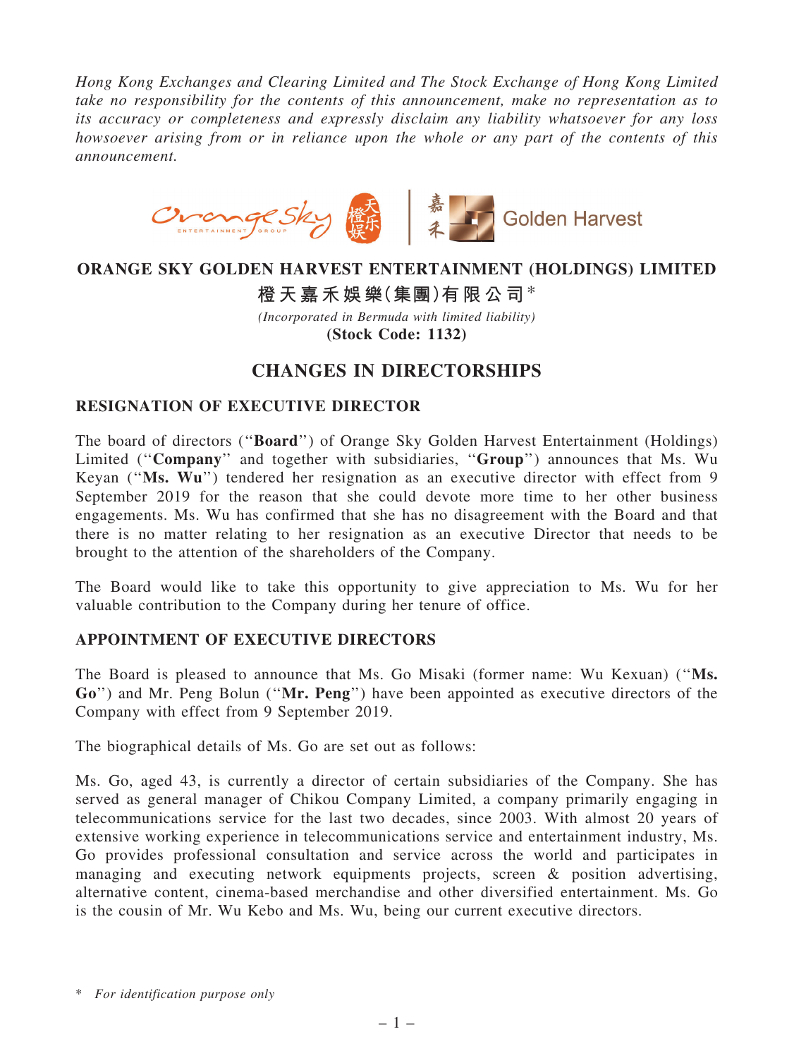*Hong Kong Exchanges and Clearing Limited and The Stock Exchange of Hong Kong Limited take no responsibility for the contents of this announcement, make no representation as to its accuracy or completeness and expressly disclaim any liability whatsoever for any loss howsoever arising from or in reliance upon the whole or any part of the contents of this announcement.*

# ORANGE SKY GOLDEN HARVEST ENTERTAINMENT (HOLDINGS) LIMITED

# 橙天嘉禾娛樂(集團)有限公司*

*(Incorporated in Bermuda with limited liability)*

**(Stock Code: 1132)**

## CHANGES IN DIRECTORSHIPS

### RESIGNATION OF EXECUTIVE DIRECTOR

The board of directors (''**Board**'') of Orange Sky Golden Harvest Entertainment (Holdings) Limited (''**Company**'' and together with subsidiaries, ''**Group**'') announces that Ms. Wu Keyan (''**Ms. Wu**'') tendered her resignation as an executive director with effect from 9 September 2019 for the reason that she could devote more time to her other business engagements. Ms. Wu has confirmed that she has no disagreement with the Board and that there is no matter relating to her resignation as an executive Director that needs to be brought to the attention of the shareholders of the Company.

The Board would like to take this opportunity to give appreciation to Ms. Wu for her valuable contribution to the Company during her tenure of office.

### APPOINTMENT OF EXECUTIVE DIRECTORS

The Board is pleased to announce that Ms. Go Misaki (former name: Wu Kexuan) (''**Ms. Go**'') and Mr. Peng Bolun (''**Mr. Peng**'') have been appointed as executive directors of the Company with effect from 9 September 2019.

The biographical details of Ms. Go are set out as follows:

Ms. Go, aged 43, is currently a director of certain subsidiaries of the Company. She has served as general manager of Chikou Company Limited, a company primarily engaging in telecommunications service for the last two decades, since 2003. With almost 20 years of extensive working experience in telecommunications service and entertainment industry, Ms. Go provides professional consultation and service across the world and participates in managing and executing network equipments projects, screen & position advertising, alternative content, cinema-based merchandise and other diversified entertainment. Ms. Go is the cousin of Mr. Wu Kebo and Ms. Wu, being our current executive directors.

\* *For identification purpose only*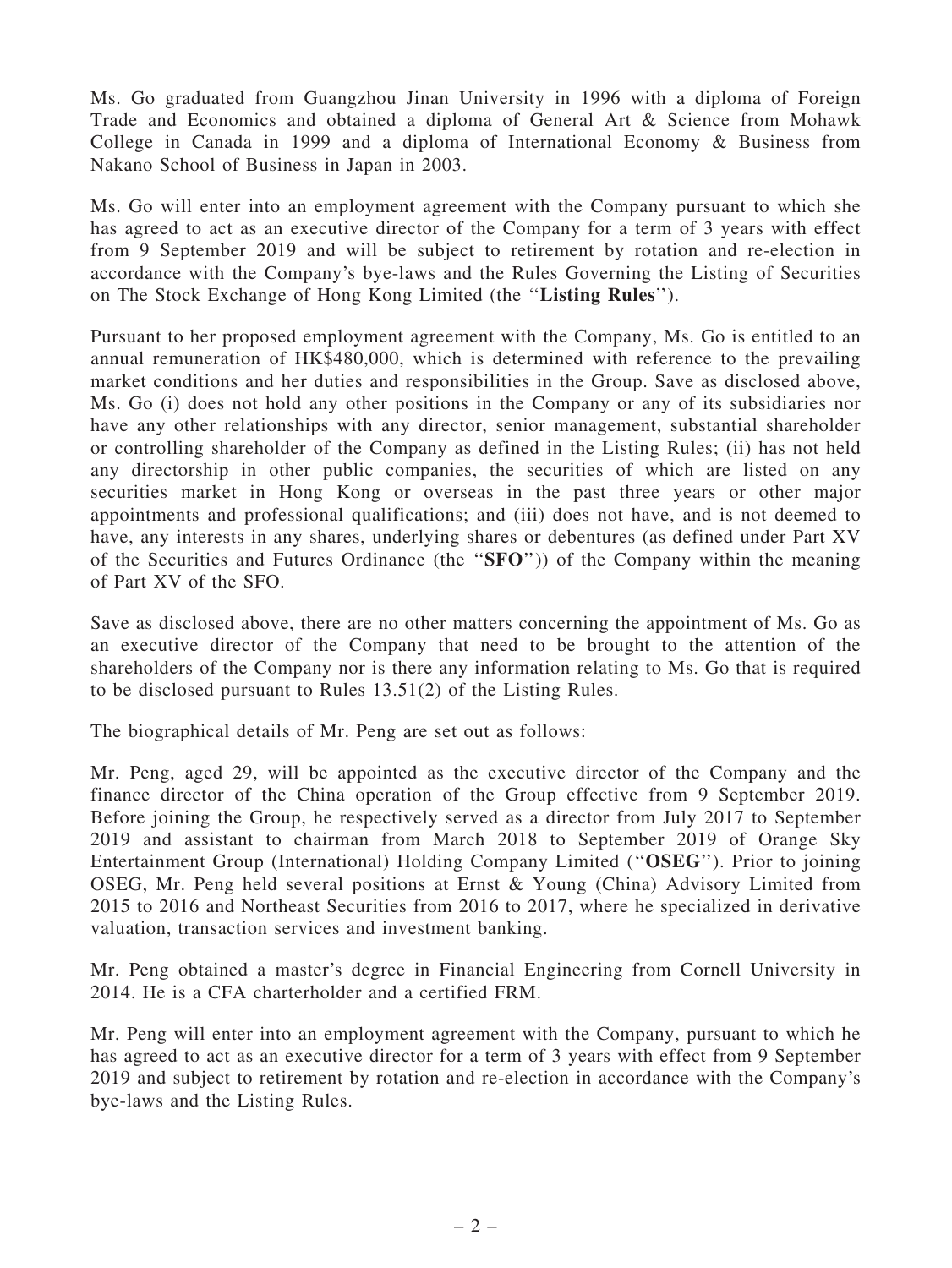Ms. Go graduated from Guangzhou Jinan University in 1996 with a diploma of Foreign Trade and Economics and obtained a diploma of General Art & Science from Mohawk College in Canada in 1999 and a diploma of International Economy & Business from Nakano School of Business in Japan in 2003.

Ms. Go will enter into an employment agreement with the Company pursuant to which she has agreed to act as an executive director of the Company for a term of 3 years with effect from 9 September 2019 and will be subject to retirement by rotation and re-election in accordance with the Company's bye-laws and the Rules Governing the Listing of Securities on The Stock Exchange of Hong Kong Limited (the "**Listing Rules**").

Pursuant to her proposed employment agreement with the Company, Ms. Go is entitled to an annual remuneration of HK$480,000, which is determined with reference to the prevailing market conditions and her duties and responsibilities in the Group. Save as disclosed above, Ms. Go (i) does not hold any other positions in the Company or any of its subsidiaries nor have any other relationships with any director, senior management, substantial shareholder or controlling shareholder of the Company as defined in the Listing Rules; (ii) has not held any directorship in other public companies, the securities of which are listed on any securities market in Hong Kong or overseas in the past three years or other major appointments and professional qualifications; and (iii) does not have, and is not deemed to have, any interests in any shares, underlying shares or debentures (as defined under Part XV of the Securities and Futures Ordinance (the "**SFO**")) of the Company within the meaning of Part XV of the SFO.

Save as disclosed above, there are no other matters concerning the appointment of Ms. Go as an executive director of the Company that need to be brought to the attention of the shareholders of the Company nor is there any information relating to Ms. Go that is required to be disclosed pursuant to Rules 13.51(2) of the Listing Rules.

The biographical details of Mr. Peng are set out as follows:

Mr. Peng, aged 29, will be appointed as the executive director of the Company and the finance director of the China operation of the Group effective from 9 September 2019. Before joining the Group, he respectively served as a director from July 2017 to September 2019 and assistant to chairman from March 2018 to September 2019 of Orange Sky Entertainment Group (International) Holding Company Limited ("**OSEG**"). Prior to joining OSEG, Mr. Peng held several positions at Ernst & Young (China) Advisory Limited from 2015 to 2016 and Northeast Securities from 2016 to 2017, where he specialized in derivative valuation, transaction services and investment banking.

Mr. Peng obtained a master's degree in Financial Engineering from Cornell University in 2014. He is a CFA charterholder and a certified FRM.

Mr. Peng will enter into an employment agreement with the Company, pursuant to which he has agreed to act as an executive director for a term of 3 years with effect from 9 September 2019 and subject to retirement by rotation and re-election in accordance with the Company's bye-laws and the Listing Rules.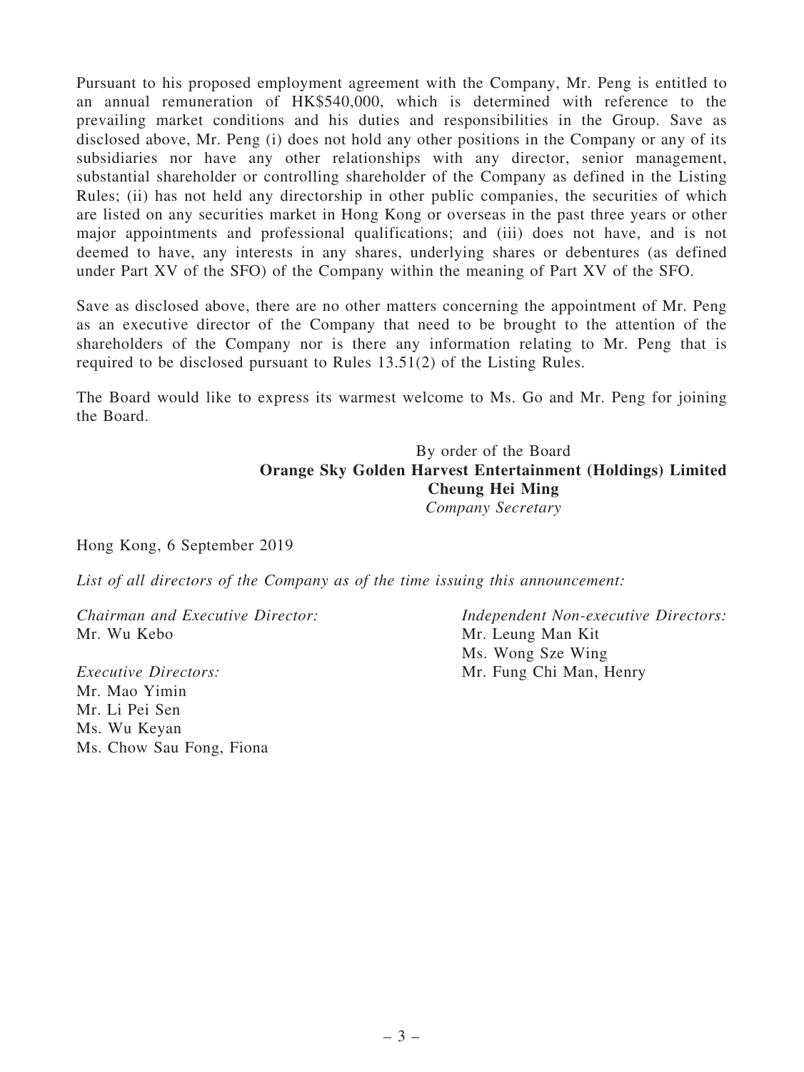Pursuant to his proposed employment agreement with the Company, Mr. Peng is entitled to an annual remuneration of HK$540,000, which is determined with reference to the prevailing market conditions and his duties and responsibilities in the Group. Save as disclosed above, Mr. Peng (i) does not hold any other positions in the Company or any of its subsidiaries nor have any other relationships with any director, senior management, substantial shareholder or controlling shareholder of the Company as defined in the Listing Rules; (ii) has not held any directorship in other public companies, the securities of which are listed on any securities market in Hong Kong or overseas in the past three years or other major appointments and professional qualifications; and (iii) does not have, and is not deemed to have, any interests in any shares, underlying shares or debentures (as defined under Part XV of the SFO) of the Company within the meaning of Part XV of the SFO.

Save as disclosed above, there are no other matters concerning the appointment of Mr. Peng as an executive director of the Company that need to be brought to the attention of the shareholders of the Company nor is there any information relating to Mr. Peng that is required to be disclosed pursuant to Rules 13.51(2) of the Listing Rules.

The Board would like to express its warmest welcome to Ms. Go and Mr. Peng for joining the Board.

By order of the Board
**Orange Sky Golden Harvest Entertainment (Holdings) Limited**
**Cheung Hei Ming**
*Company Secretary*

Hong Kong, 6 September 2019

*List of all directors of the Company as of the time issuing this announcement:*

*Chairman and Executive Director:*
Mr. Wu Kebo

*Executive Directors:*
Mr. Mao Yimin
Mr. Li Pei Sen
Ms. Wu Keyan
Ms. Chow Sau Fong, Fiona

*Independent Non-executive Directors:*
Mr. Leung Man Kit
Ms. Wong Sze Wing
Mr. Fung Chi Man, Henry